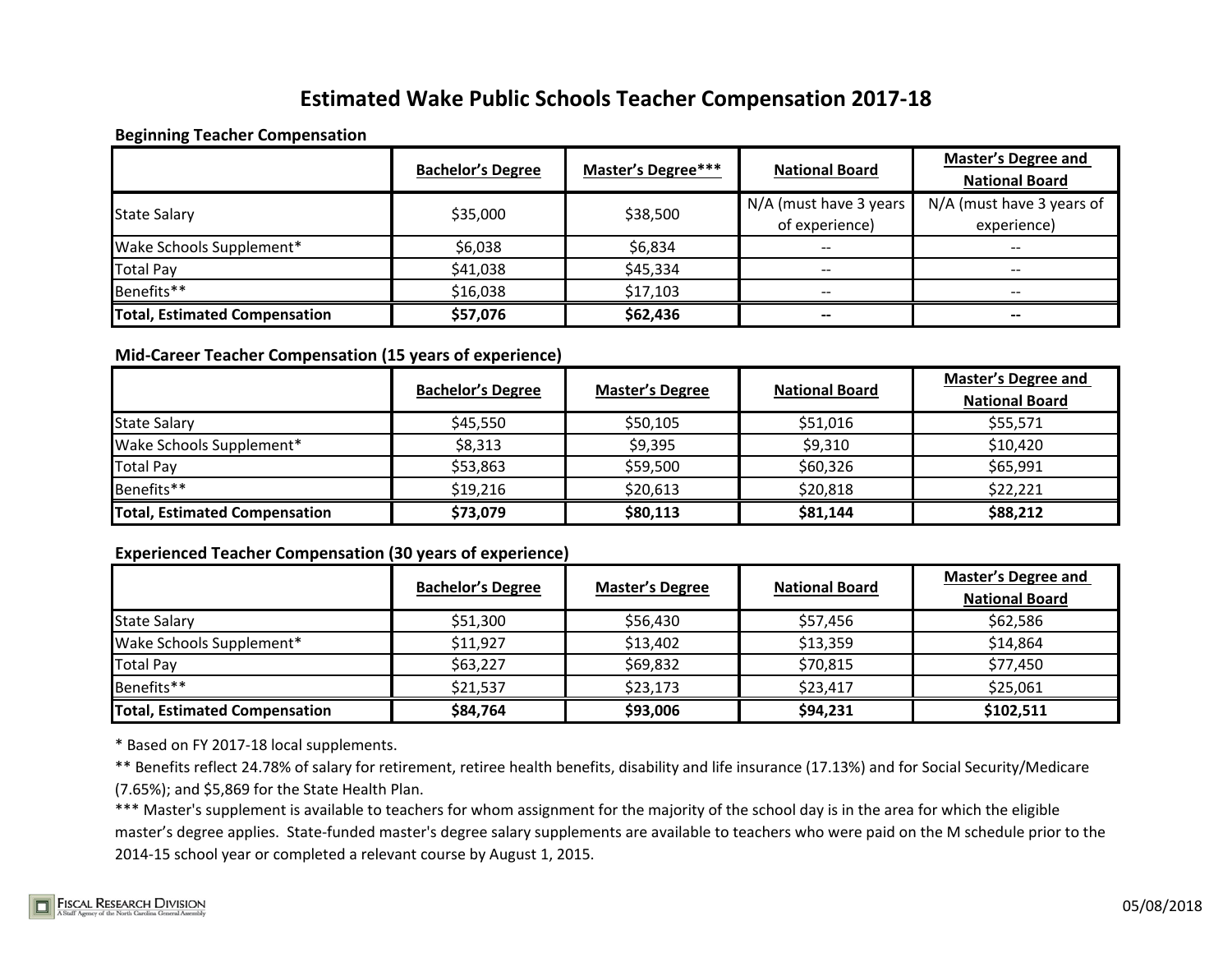# Estimated Wake Public Schools Teacher Compensation 2017-18

**Beginning Teacher Compensation**

| | Bachelor's Degree | Master's Degree*** | National Board | Master's Degree and National Board |
|---|---|---|---|---|
| State Salary | $35,000 | $38,500 | N/A (must have 3 years of experience) | N/A (must have 3 years of experience) |
| Wake Schools Supplement* | $6,038 | $6,834 | -- | -- |
| Total Pay | $41,038 | $45,334 | -- | -- |
| Benefits** | $16,038 | $17,103 | -- | -- |
| **Total, Estimated Compensation** | **$57,076** | **$62,436** | **--** | **--** |

**Mid-Career Teacher Compensation (15 years of experience)**

| | Bachelor's Degree | Master's Degree | National Board | Master's Degree and National Board |
|---|---|---|---|---|
| State Salary | $45,550 | $50,105 | $51,016 | $55,571 |
| Wake Schools Supplement* | $8,313 | $9,395 | $9,310 | $10,420 |
| Total Pay | $53,863 | $59,500 | $60,326 | $65,991 |
| Benefits** | $19,216 | $20,613 | $20,818 | $22,221 |
| **Total, Estimated Compensation** | **$73,079** | **$80,113** | **$81,144** | **$88,212** |

**Experienced Teacher Compensation (30 years of experience)**

| | Bachelor's Degree | Master's Degree | National Board | Master's Degree and National Board |
|---|---|---|---|---|
| State Salary | $51,300 | $56,430 | $57,456 | $62,586 |
| Wake Schools Supplement* | $11,927 | $13,402 | $13,359 | $14,864 |
| Total Pay | $63,227 | $69,832 | $70,815 | $77,450 |
| Benefits** | $21,537 | $23,173 | $23,417 | $25,061 |
| **Total, Estimated Compensation** | **$84,764** | **$93,006** | **$94,231** | **$102,511** |

* Based on FY 2017-18 local supplements.

** Benefits reflect 24.78% of salary for retirement, retiree health benefits, disability and life insurance (17.13%) and for Social Security/Medicare (7.65%); and $5,869 for the State Health Plan.

*** Master's supplement is available to teachers for whom assignment for the majority of the school day is in the area for which the eligible master's degree applies. State-funded master's degree salary supplements are available to teachers who were paid on the M schedule prior to the 2014-15 school year or completed a relevant course by August 1, 2015.

Fiscal Research Division
A Staff Agency of the North Carolina General Assembly

05/08/2018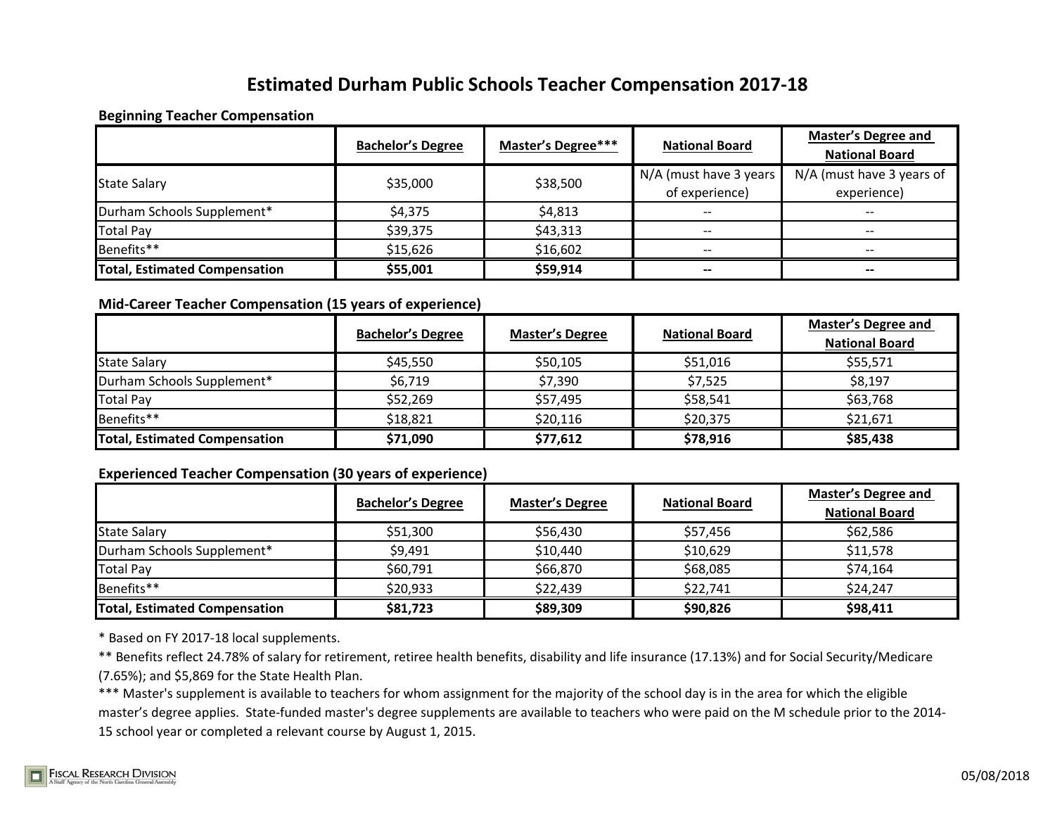# Estimated Durham Public Schools Teacher Compensation 2017-18

### Beginning Teacher Compensation

| | Bachelor's Degree | Master's Degree*** | National Board | Master's Degree and National Board |
|---|---|---|---|---|
| State Salary | $35,000 | $38,500 | N/A (must have 3 years of experience) | N/A (must have 3 years of experience) |
| Durham Schools Supplement* | $4,375 | $4,813 | -- | -- |
| Total Pay | $39,375 | $43,313 | -- | -- |
| Benefits** | $15,626 | $16,602 | -- | -- |
| **Total, Estimated Compensation** | **$55,001** | **$59,914** | **--** | **--** |

### Mid-Career Teacher Compensation (15 years of experience)

| | Bachelor's Degree | Master's Degree | National Board | Master's Degree and National Board |
|---|---|---|---|---|
| State Salary | $45,550 | $50,105 | $51,016 | $55,571 |
| Durham Schools Supplement* | $6,719 | $7,390 | $7,525 | $8,197 |
| Total Pay | $52,269 | $57,495 | $58,541 | $63,768 |
| Benefits** | $18,821 | $20,116 | $20,375 | $21,671 |
| **Total, Estimated Compensation** | **$71,090** | **$77,612** | **$78,916** | **$85,438** |

### Experienced Teacher Compensation (30 years of experience)

| | Bachelor's Degree | Master's Degree | National Board | Master's Degree and National Board |
|---|---|---|---|---|
| State Salary | $51,300 | $56,430 | $57,456 | $62,586 |
| Durham Schools Supplement* | $9,491 | $10,440 | $10,629 | $11,578 |
| Total Pay | $60,791 | $66,870 | $68,085 | $74,164 |
| Benefits** | $20,933 | $22,439 | $22,741 | $24,247 |
| **Total, Estimated Compensation** | **$81,723** | **$89,309** | **$90,826** | **$98,411** |

* Based on FY 2017-18 local supplements.

** Benefits reflect 24.78% of salary for retirement, retiree health benefits, disability and life insurance (17.13%) and for Social Security/Medicare (7.65%); and $5,869 for the State Health Plan.

*** Master's supplement is available to teachers for whom assignment for the majority of the school day is in the area for which the eligible master's degree applies. State-funded master's degree supplements are available to teachers who were paid on the M schedule prior to the 2014-15 school year or completed a relevant course by August 1, 2015.

Fiscal Research Division — A Staff Agency of the North Carolina General Assembly

05/08/2018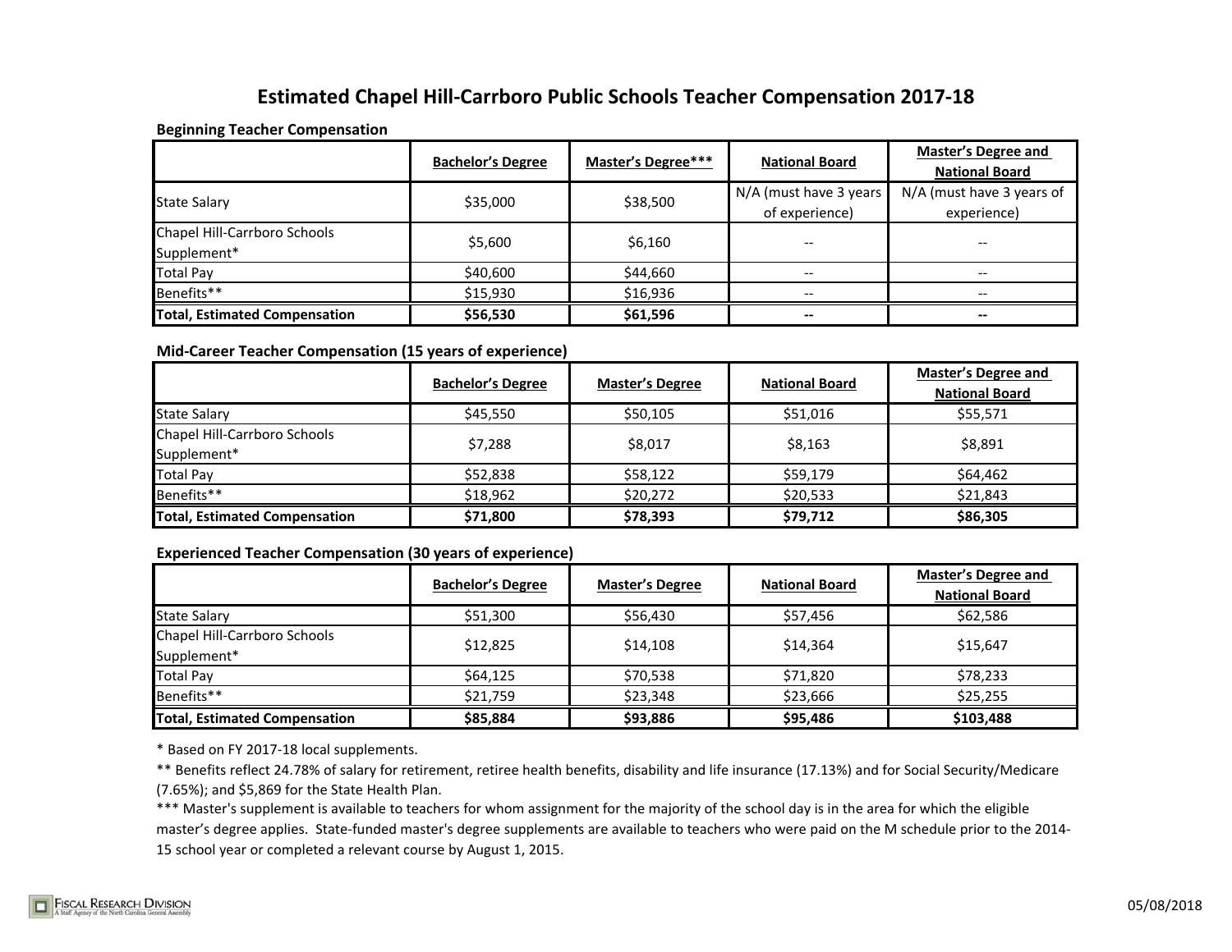# Estimated Chapel Hill-Carrboro Public Schools Teacher Compensation 2017-18

**Beginning Teacher Compensation**

| | Bachelor's Degree | Master's Degree*** | National Board | Master's Degree and National Board |
|---|---|---|---|---|
| State Salary | $35,000 | $38,500 | N/A (must have 3 years of experience) | N/A (must have 3 years of experience) |
| Chapel Hill-Carrboro Schools Supplement* | $5,600 | $6,160 | -- | -- |
| Total Pay | $40,600 | $44,660 | -- | -- |
| Benefits** | $15,930 | $16,936 | -- | -- |
| **Total, Estimated Compensation** | **$56,530** | **$61,596** | **--** | **--** |

**Mid-Career Teacher Compensation (15 years of experience)**

| | Bachelor's Degree | Master's Degree | National Board | Master's Degree and National Board |
|---|---|---|---|---|
| State Salary | $45,550 | $50,105 | $51,016 | $55,571 |
| Chapel Hill-Carrboro Schools Supplement* | $7,288 | $8,017 | $8,163 | $8,891 |
| Total Pay | $52,838 | $58,122 | $59,179 | $64,462 |
| Benefits** | $18,962 | $20,272 | $20,533 | $21,843 |
| **Total, Estimated Compensation** | **$71,800** | **$78,393** | **$79,712** | **$86,305** |

**Experienced Teacher Compensation (30 years of experience)**

| | Bachelor's Degree | Master's Degree | National Board | Master's Degree and National Board |
|---|---|---|---|---|
| State Salary | $51,300 | $56,430 | $57,456 | $62,586 |
| Chapel Hill-Carrboro Schools Supplement* | $12,825 | $14,108 | $14,364 | $15,647 |
| Total Pay | $64,125 | $70,538 | $71,820 | $78,233 |
| Benefits** | $21,759 | $23,348 | $23,666 | $25,255 |
| **Total, Estimated Compensation** | **$85,884** | **$93,886** | **$95,486** | **$103,488** |

* Based on FY 2017-18 local supplements.

** Benefits reflect 24.78% of salary for retirement, retiree health benefits, disability and life insurance (17.13%) and for Social Security/Medicare (7.65%); and $5,869 for the State Health Plan.

*** Master's supplement is available to teachers for whom assignment for the majority of the school day is in the area for which the eligible master's degree applies. State-funded master's degree supplements are available to teachers who were paid on the M schedule prior to the 2014-15 school year or completed a relevant course by August 1, 2015.

Fiscal Research Division — A Staff Agency of the North Carolina General Assembly

05/08/2018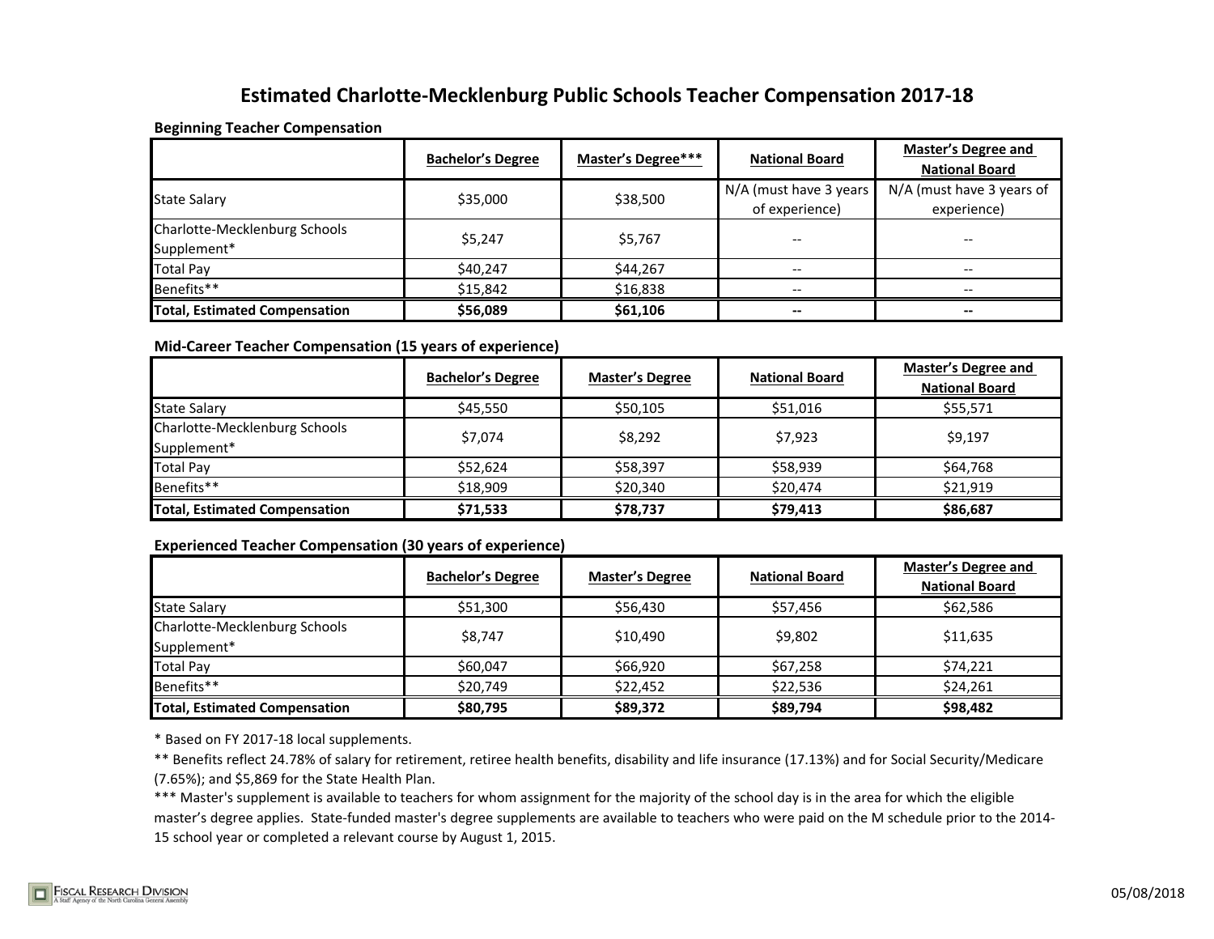# Estimated Charlotte-Mecklenburg Public Schools Teacher Compensation 2017-18

**Beginning Teacher Compensation**

| | Bachelor's Degree | Master's Degree*** | National Board | Master's Degree and National Board |
|---|---|---|---|---|
| State Salary | $35,000 | $38,500 | N/A (must have 3 years of experience) | N/A (must have 3 years of experience) |
| Charlotte-Mecklenburg Schools Supplement* | $5,247 | $5,767 | -- | -- |
| Total Pay | $40,247 | $44,267 | -- | -- |
| Benefits** | $15,842 | $16,838 | -- | -- |
| **Total, Estimated Compensation** | **$56,089** | **$61,106** | **--** | **--** |

**Mid-Career Teacher Compensation (15 years of experience)**

| | Bachelor's Degree | Master's Degree | National Board | Master's Degree and National Board |
|---|---|---|---|---|
| State Salary | $45,550 | $50,105 | $51,016 | $55,571 |
| Charlotte-Mecklenburg Schools Supplement* | $7,074 | $8,292 | $7,923 | $9,197 |
| Total Pay | $52,624 | $58,397 | $58,939 | $64,768 |
| Benefits** | $18,909 | $20,340 | $20,474 | $21,919 |
| **Total, Estimated Compensation** | **$71,533** | **$78,737** | **$79,413** | **$86,687** |

**Experienced Teacher Compensation (30 years of experience)**

| | Bachelor's Degree | Master's Degree | National Board | Master's Degree and National Board |
|---|---|---|---|---|
| State Salary | $51,300 | $56,430 | $57,456 | $62,586 |
| Charlotte-Mecklenburg Schools Supplement* | $8,747 | $10,490 | $9,802 | $11,635 |
| Total Pay | $60,047 | $66,920 | $67,258 | $74,221 |
| Benefits** | $20,749 | $22,452 | $22,536 | $24,261 |
| **Total, Estimated Compensation** | **$80,795** | **$89,372** | **$89,794** | **$98,482** |

* Based on FY 2017-18 local supplements.

** Benefits reflect 24.78% of salary for retirement, retiree health benefits, disability and life insurance (17.13%) and for Social Security/Medicare (7.65%); and $5,869 for the State Health Plan.

*** Master's supplement is available to teachers for whom assignment for the majority of the school day is in the area for which the eligible master's degree applies. State-funded master's degree supplements are available to teachers who were paid on the M schedule prior to the 2014-15 school year or completed a relevant course by August 1, 2015.

05/08/2018